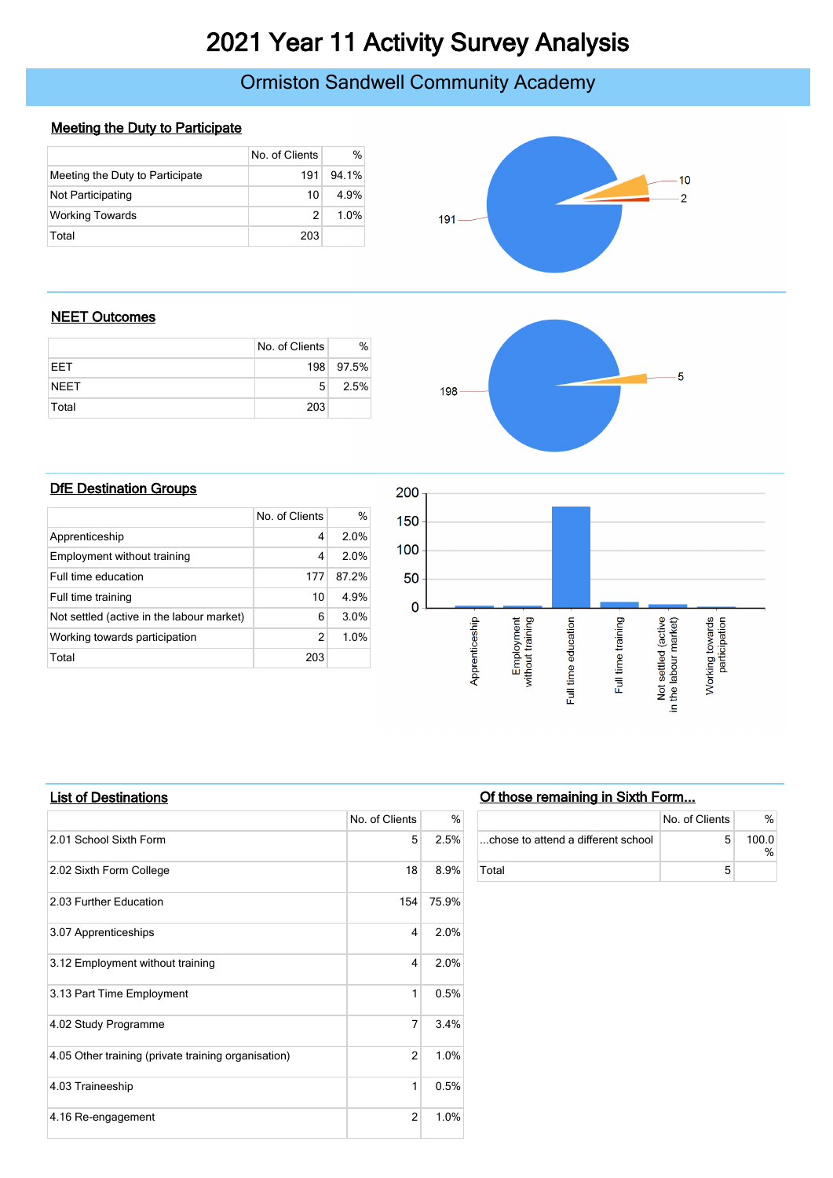# 2021 Year 11 Activity Survey Analysis

## Ormiston Sandwell Community Academy

### Meeting the Duty to Participate

| | No. of Clients | % |
|---|---|---|
| Meeting the Duty to Participate | 191 | 94.1% |
| Not Participating | 10 | 4.9% |
| Working Towards | 2 | 1.0% |
| Total | 203 | |

### NEET Outcomes

| | No. of Clients | % |
|---|---|---|
| EET | 198 | 97.5% |
| NEET | 5 | 2.5% |
| Total | 203 | |

### DfE Destination Groups

| | No. of Clients | % |
|---|---|---|
| Apprenticeship | 4 | 2.0% |
| Employment without training | 4 | 2.0% |
| Full time education | 177 | 87.2% |
| Full time training | 10 | 4.9% |
| Not settled (active in the labour market) | 6 | 3.0% |
| Working towards participation | 2 | 1.0% |
| Total | 203 | |

### List of Destinations

| | No. of Clients | % |
|---|---|---|
| 2.01 School Sixth Form | 5 | 2.5% |
| 2.02 Sixth Form College | 18 | 8.9% |
| 2.03 Further Education | 154 | 75.9% |
| 3.07 Apprenticeships | 4 | 2.0% |
| 3.12 Employment without training | 4 | 2.0% |
| 3.13 Part Time Employment | 1 | 0.5% |
| 4.02 Study Programme | 7 | 3.4% |
| 4.05 Other training (private training organisation) | 2 | 1.0% |
| 4.03 Traineeship | 1 | 0.5% |
| 4.16 Re-engagement | 2 | 1.0% |

### Of those remaining in Sixth Form...

| | No. of Clients | % |
|---|---|---|
| ...chose to attend a different school | 5 | 100.0 % |
| Total | 5 | |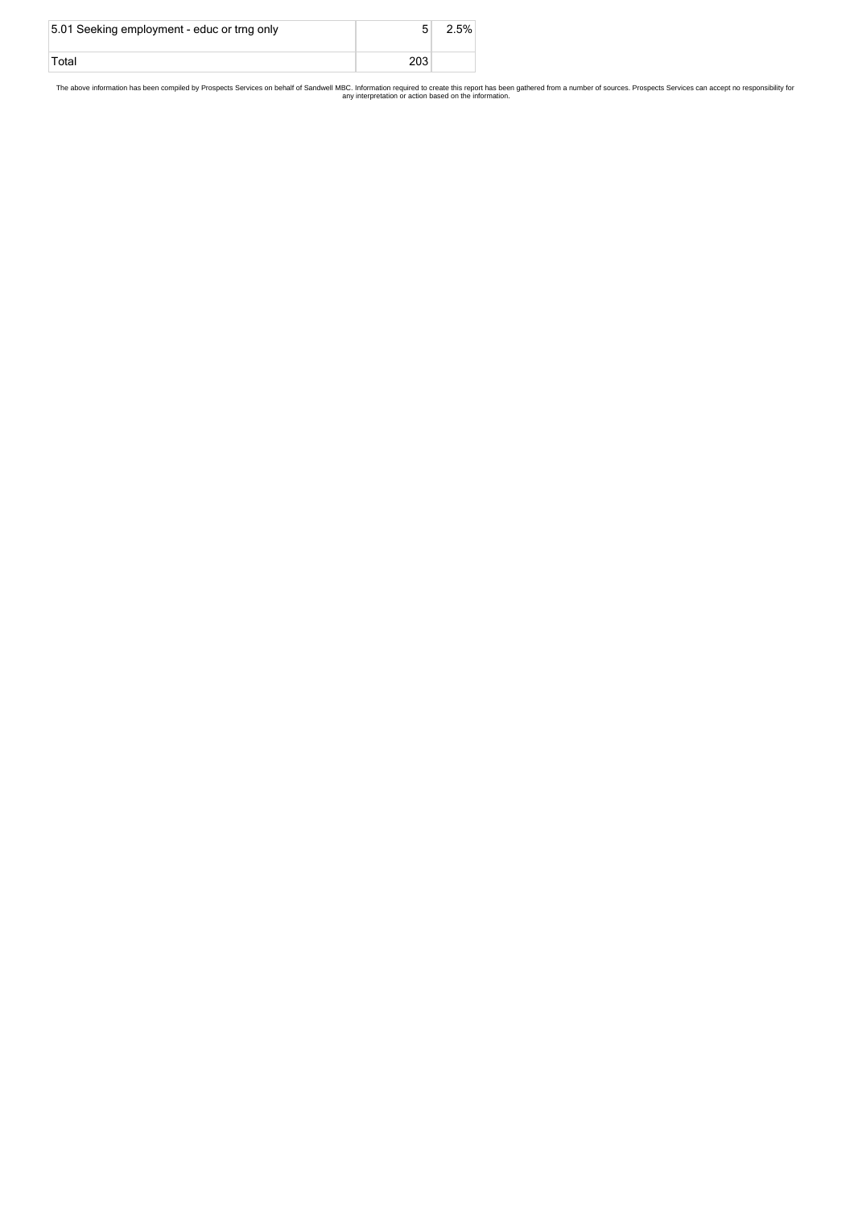| | | |
|---|---|---|
| 5.01 Seeking employment - educ or trng only | 5 | 2.5% |
| Total | 203 | |

The above information has been compiled by Prospects Services on behalf of Sandwell MBC. Information required to create this report has been gathered from a number of sources. Prospects Services can accept no responsibility for any interpretation or action based on the information.